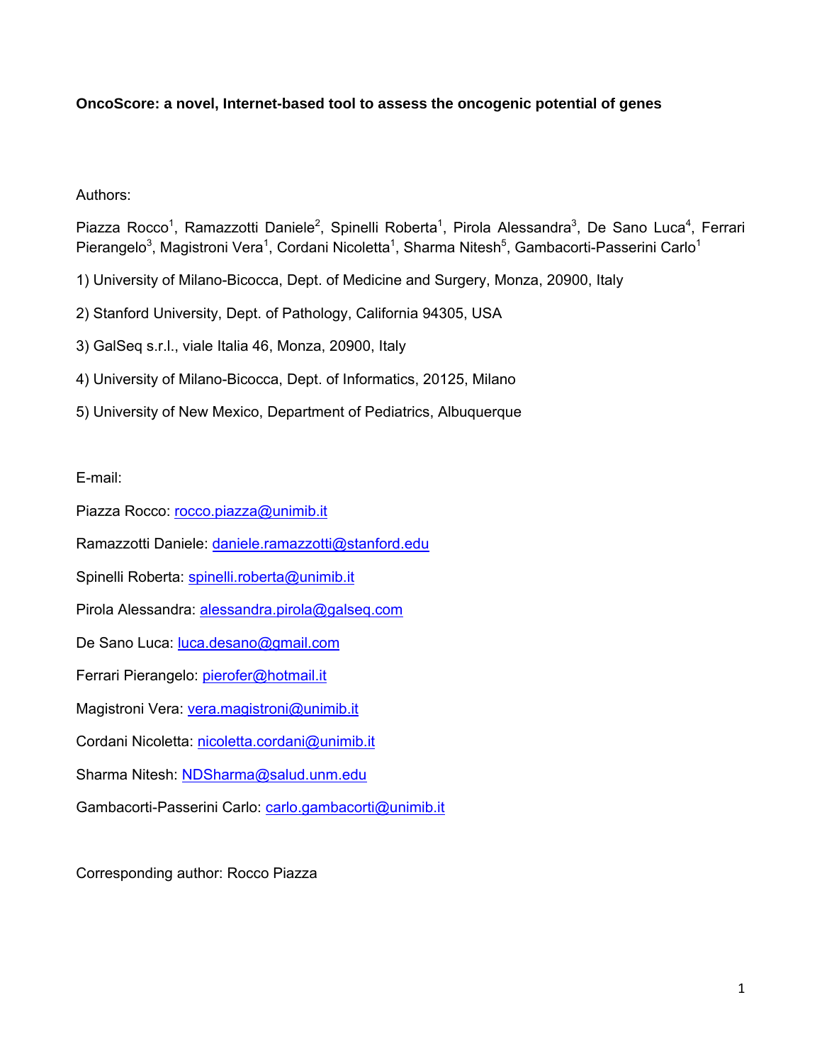**OncoScore: a novel, Internet-based tool to assess the oncogenic potential of genes**

Authors:

Piazza Rocco[1], Ramazzotti Daniele[2], Spinelli Roberta[1], Pirola Alessandra[3], De Sano Luca[4], Ferrari Pierangelo[3], Magistroni Vera[1], Cordani Nicoletta[1], Sharma Nitesh[5], Gambacorti-Passerini Carlo[1]

1) University of Milano-Bicocca, Dept. of Medicine and Surgery, Monza, 20900, Italy

2) Stanford University, Dept. of Pathology, California 94305, USA

3) GalSeq s.r.l., viale Italia 46, Monza, 20900, Italy

4) University of Milano-Bicocca, Dept. of Informatics, 20125, Milano

5) University of New Mexico, Department of Pediatrics, Albuquerque

E-mail:

Piazza Rocco: rocco.piazza@unimib.it

Ramazzotti Daniele: daniele.ramazzotti@stanford.edu

Spinelli Roberta: spinelli.roberta@unimib.it

Pirola Alessandra: alessandra.pirola@galseq.com

De Sano Luca: luca.desano@gmail.com

Ferrari Pierangelo: pierofer@hotmail.it

Magistroni Vera: vera.magistroni@unimib.it

Cordani Nicoletta: nicoletta.cordani@unimib.it

Sharma Nitesh: NDSharma@salud.unm.edu

Gambacorti-Passerini Carlo: carlo.gambacorti@unimib.it

Corresponding author: Rocco Piazza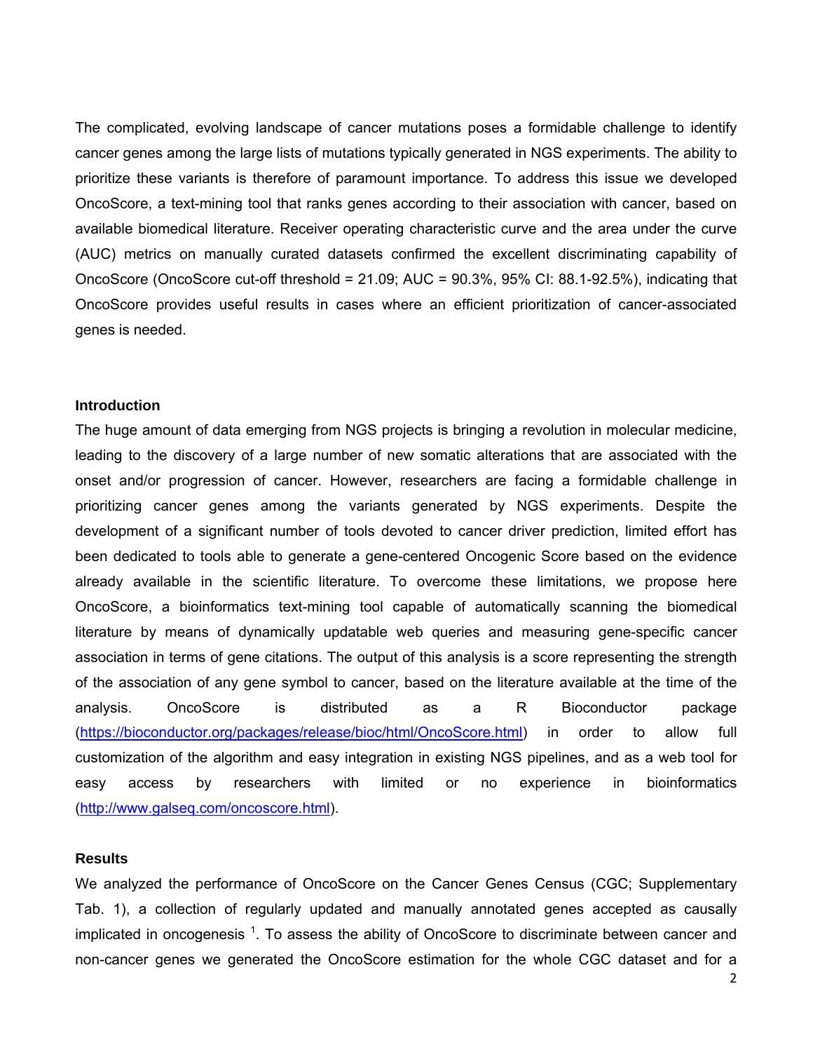The complicated, evolving landscape of cancer mutations poses a formidable challenge to identify cancer genes among the large lists of mutations typically generated in NGS experiments. The ability to prioritize these variants is therefore of paramount importance. To address this issue we developed OncoScore, a text-mining tool that ranks genes according to their association with cancer, based on available biomedical literature. Receiver operating characteristic curve and the area under the curve (AUC) metrics on manually curated datasets confirmed the excellent discriminating capability of OncoScore (OncoScore cut-off threshold = 21.09; AUC = 90.3%, 95% CI: 88.1-92.5%), indicating that OncoScore provides useful results in cases where an efficient prioritization of cancer-associated genes is needed.

## Introduction

The huge amount of data emerging from NGS projects is bringing a revolution in molecular medicine, leading to the discovery of a large number of new somatic alterations that are associated with the onset and/or progression of cancer. However, researchers are facing a formidable challenge in prioritizing cancer genes among the variants generated by NGS experiments. Despite the development of a significant number of tools devoted to cancer driver prediction, limited effort has been dedicated to tools able to generate a gene-centered Oncogenic Score based on the evidence already available in the scientific literature. To overcome these limitations, we propose here OncoScore, a bioinformatics text-mining tool capable of automatically scanning the biomedical literature by means of dynamically updatable web queries and measuring gene-specific cancer association in terms of gene citations. The output of this analysis is a score representing the strength of the association of any gene symbol to cancer, based on the literature available at the time of the analysis. OncoScore is distributed as a R Bioconductor package (https://bioconductor.org/packages/release/bioc/html/OncoScore.html) in order to allow full customization of the algorithm and easy integration in existing NGS pipelines, and as a web tool for easy access by researchers with limited or no experience in bioinformatics (http://www.galseq.com/oncoscore.html).

## Results

We analyzed the performance of OncoScore on the Cancer Genes Census (CGC; Supplementary Tab. 1), a collection of regularly updated and manually annotated genes accepted as causally implicated in oncogenesis [1]. To assess the ability of OncoScore to discriminate between cancer and non-cancer genes we generated the OncoScore estimation for the whole CGC dataset and for a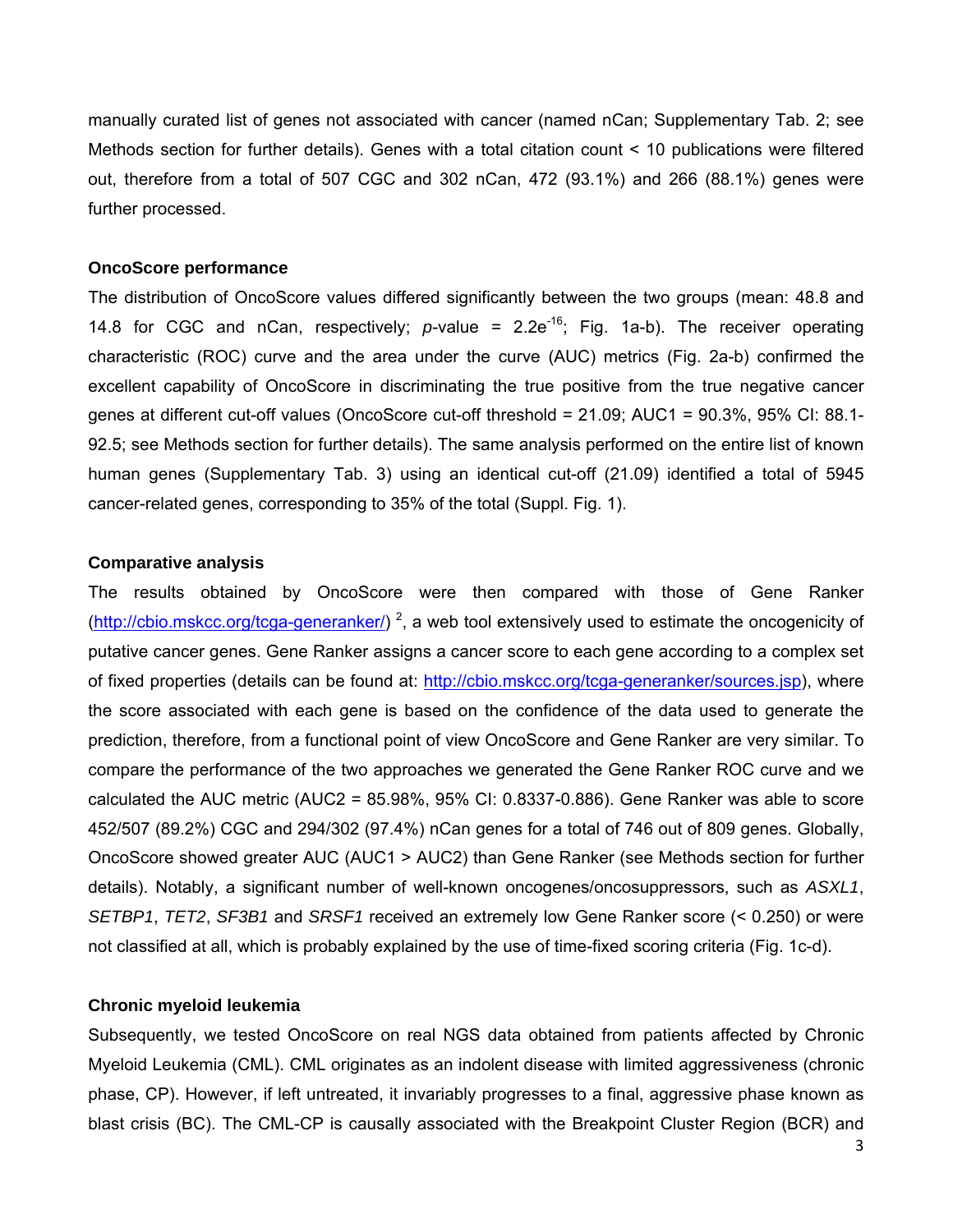manually curated list of genes not associated with cancer (named nCan; Supplementary Tab. 2; see Methods section for further details). Genes with a total citation count < 10 publications were filtered out, therefore from a total of 507 CGC and 302 nCan, 472 (93.1%) and 266 (88.1%) genes were further processed.

### OncoScore performance

The distribution of OncoScore values differed significantly between the two groups (mean: 48.8 and 14.8 for CGC and nCan, respectively; *p*-value = $2.2e^{-16}$; Fig. 1a-b). The receiver operating characteristic (ROC) curve and the area under the curve (AUC) metrics (Fig. 2a-b) confirmed the excellent capability of OncoScore in discriminating the true positive from the true negative cancer genes at different cut-off values (OncoScore cut-off threshold = 21.09; AUC1 = 90.3%, 95% CI: 88.1-92.5; see Methods section for further details). The same analysis performed on the entire list of known human genes (Supplementary Tab. 3) using an identical cut-off (21.09) identified a total of 5945 cancer-related genes, corresponding to 35% of the total (Suppl. Fig. 1).

### Comparative analysis

The results obtained by OncoScore were then compared with those of Gene Ranker (http://cbio.mskcc.org/tcga-generanker/) [2], a web tool extensively used to estimate the oncogenicity of putative cancer genes. Gene Ranker assigns a cancer score to each gene according to a complex set of fixed properties (details can be found at: http://cbio.mskcc.org/tcga-generanker/sources.jsp), where the score associated with each gene is based on the confidence of the data used to generate the prediction, therefore, from a functional point of view OncoScore and Gene Ranker are very similar. To compare the performance of the two approaches we generated the Gene Ranker ROC curve and we calculated the AUC metric (AUC2 = 85.98%, 95% CI: 0.8337-0.886). Gene Ranker was able to score 452/507 (89.2%) CGC and 294/302 (97.4%) nCan genes for a total of 746 out of 809 genes. Globally, OncoScore showed greater AUC (AUC1 > AUC2) than Gene Ranker (see Methods section for further details). Notably, a significant number of well-known oncogenes/oncosuppressors, such as *ASXL1*, *SETBP1*, *TET2*, *SF3B1* and *SRSF1* received an extremely low Gene Ranker score (< 0.250) or were not classified at all, which is probably explained by the use of time-fixed scoring criteria (Fig. 1c-d).

### Chronic myeloid leukemia

Subsequently, we tested OncoScore on real NGS data obtained from patients affected by Chronic Myeloid Leukemia (CML). CML originates as an indolent disease with limited aggressiveness (chronic phase, CP). However, if left untreated, it invariably progresses to a final, aggressive phase known as blast crisis (BC). The CML-CP is causally associated with the Breakpoint Cluster Region (BCR) and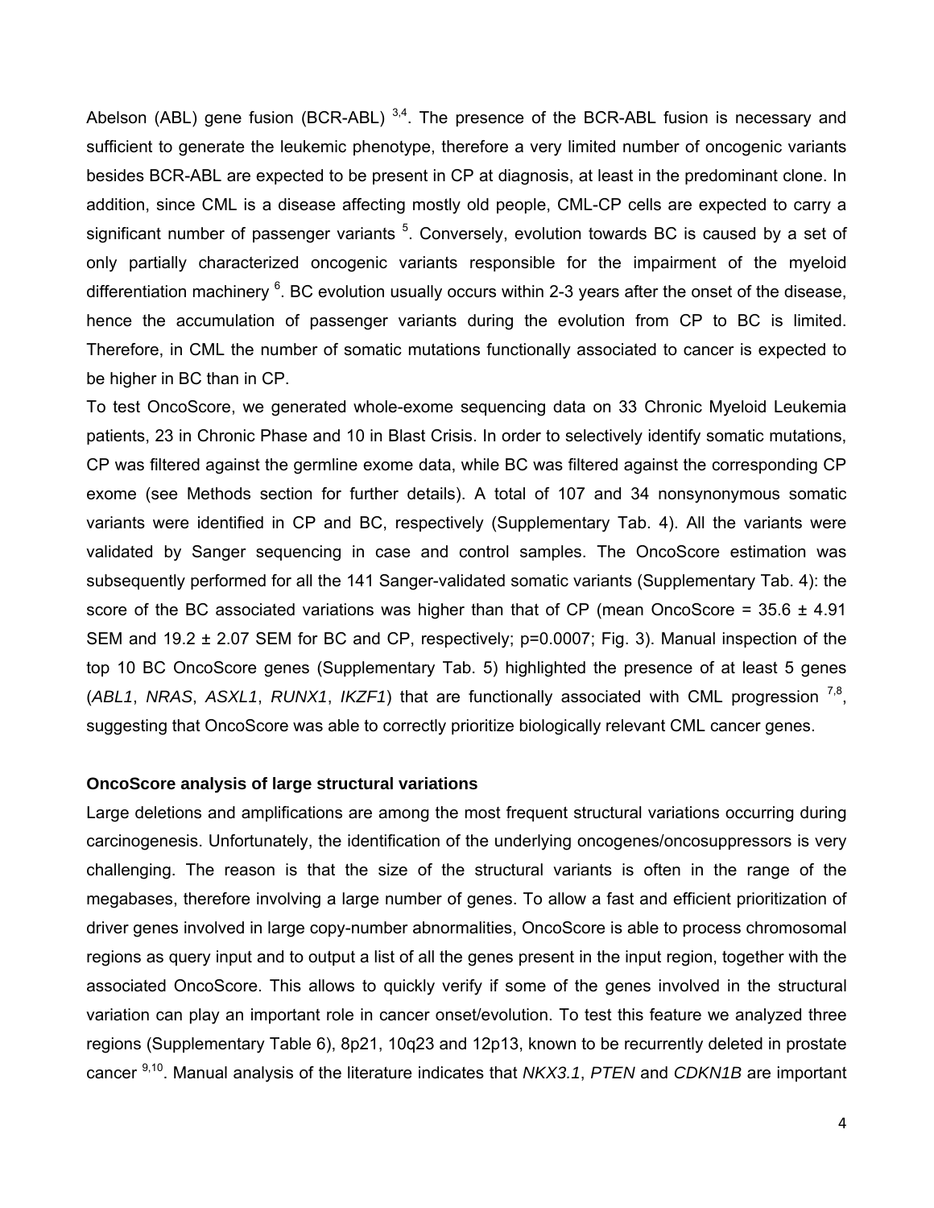Abelson (ABL) gene fusion (BCR-ABL) [3,4]. The presence of the BCR-ABL fusion is necessary and sufficient to generate the leukemic phenotype, therefore a very limited number of oncogenic variants besides BCR-ABL are expected to be present in CP at diagnosis, at least in the predominant clone. In addition, since CML is a disease affecting mostly old people, CML-CP cells are expected to carry a significant number of passenger variants [5]. Conversely, evolution towards BC is caused by a set of only partially characterized oncogenic variants responsible for the impairment of the myeloid differentiation machinery [6]. BC evolution usually occurs within 2-3 years after the onset of the disease, hence the accumulation of passenger variants during the evolution from CP to BC is limited. Therefore, in CML the number of somatic mutations functionally associated to cancer is expected to be higher in BC than in CP.

To test OncoScore, we generated whole-exome sequencing data on 33 Chronic Myeloid Leukemia patients, 23 in Chronic Phase and 10 in Blast Crisis. In order to selectively identify somatic mutations, CP was filtered against the germline exome data, while BC was filtered against the corresponding CP exome (see Methods section for further details). A total of 107 and 34 nonsynonymous somatic variants were identified in CP and BC, respectively (Supplementary Tab. 4). All the variants were validated by Sanger sequencing in case and control samples. The OncoScore estimation was subsequently performed for all the 141 Sanger-validated somatic variants (Supplementary Tab. 4): the score of the BC associated variations was higher than that of CP (mean OncoScore = 35.6 ± 4.91 SEM and 19.2 ± 2.07 SEM for BC and CP, respectively; $p=0.0007$; Fig. 3). Manual inspection of the top 10 BC OncoScore genes (Supplementary Tab. 5) highlighted the presence of at least 5 genes (*ABL1*, *NRAS*, *ASXL1*, *RUNX1*, *IKZF1*) that are functionally associated with CML progression [7,8], suggesting that OncoScore was able to correctly prioritize biologically relevant CML cancer genes.

### OncoScore analysis of large structural variations

Large deletions and amplifications are among the most frequent structural variations occurring during carcinogenesis. Unfortunately, the identification of the underlying oncogenes/oncosuppressors is very challenging. The reason is that the size of the structural variants is often in the range of the megabases, therefore involving a large number of genes. To allow a fast and efficient prioritization of driver genes involved in large copy-number abnormalities, OncoScore is able to process chromosomal regions as query input and to output a list of all the genes present in the input region, together with the associated OncoScore. This allows to quickly verify if some of the genes involved in the structural variation can play an important role in cancer onset/evolution. To test this feature we analyzed three regions (Supplementary Table 6), 8p21, 10q23 and 12p13, known to be recurrently deleted in prostate cancer [9,10]. Manual analysis of the literature indicates that *NKX3.1*, *PTEN* and *CDKN1B* are important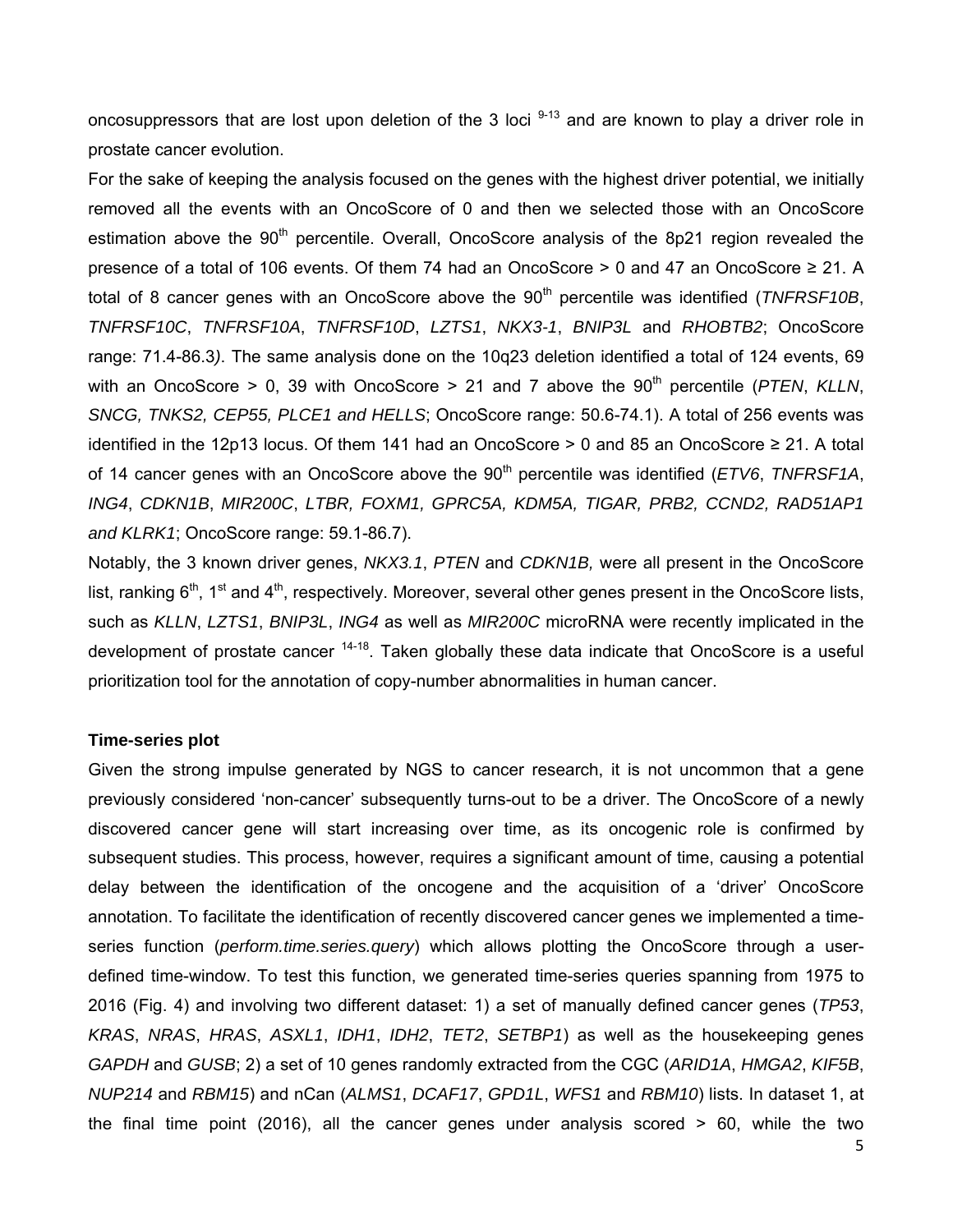oncosuppressors that are lost upon deletion of the 3 loci [9-13] and are known to play a driver role in prostate cancer evolution.

For the sake of keeping the analysis focused on the genes with the highest driver potential, we initially removed all the events with an OncoScore of 0 and then we selected those with an OncoScore estimation above the 90[th] percentile. Overall, OncoScore analysis of the 8p21 region revealed the presence of a total of 106 events. Of them 74 had an OncoScore > 0 and 47 an OncoScore ≥ 21. A total of 8 cancer genes with an OncoScore above the 90[th] percentile was identified (*TNFRSF10B*, *TNFRSF10C*, *TNFRSF10A*, *TNFRSF10D*, *LZTS1*, *NKX3-1*, *BNIP3L* and *RHOBTB2*; OncoScore range: 71.4-86.3*)*. The same analysis done on the 10q23 deletion identified a total of 124 events, 69 with an OncoScore > 0, 39 with OncoScore > 21 and 7 above the 90[th] percentile (*PTEN*, *KLLN*, *SNCG, TNKS2, CEP55, PLCE1 and HELLS*; OncoScore range: 50.6-74.1). A total of 256 events was identified in the 12p13 locus. Of them 141 had an OncoScore > 0 and 85 an OncoScore ≥ 21. A total of 14 cancer genes with an OncoScore above the 90[th] percentile was identified (*ETV6*, *TNFRSF1A*, *ING4*, *CDKN1B*, *MIR200C*, *LTBR, FOXM1, GPRC5A, KDM5A, TIGAR, PRB2, CCND2, RAD51AP1 and KLRK1*; OncoScore range: 59.1-86.7).

Notably, the 3 known driver genes, *NKX3.1*, *PTEN* and *CDKN1B,* were all present in the OncoScore list, ranking 6[th], 1[st] and 4[th], respectively. Moreover, several other genes present in the OncoScore lists, such as *KLLN*, *LZTS1*, *BNIP3L*, *ING4* as well as *MIR200C* microRNA were recently implicated in the development of prostate cancer [14-18]. Taken globally these data indicate that OncoScore is a useful prioritization tool for the annotation of copy-number abnormalities in human cancer.

**Time-series plot**

Given the strong impulse generated by NGS to cancer research, it is not uncommon that a gene previously considered 'non-cancer' subsequently turns-out to be a driver. The OncoScore of a newly discovered cancer gene will start increasing over time, as its oncogenic role is confirmed by subsequent studies. This process, however, requires a significant amount of time, causing a potential delay between the identification of the oncogene and the acquisition of a 'driver' OncoScore annotation. To facilitate the identification of recently discovered cancer genes we implemented a time-series function (*perform.time.series.query*) which allows plotting the OncoScore through a user-defined time-window. To test this function, we generated time-series queries spanning from 1975 to 2016 (Fig. 4) and involving two different dataset: 1) a set of manually defined cancer genes (*TP53*, *KRAS*, *NRAS*, *HRAS*, *ASXL1*, *IDH1*, *IDH2*, *TET2*, *SETBP1*) as well as the housekeeping genes *GAPDH* and *GUSB*; 2) a set of 10 genes randomly extracted from the CGC (*ARID1A*, *HMGA2*, *KIF5B*, *NUP214* and *RBM15*) and nCan (*ALMS1*, *DCAF17*, *GPD1L*, *WFS1* and *RBM10*) lists. In dataset 1, at the final time point (2016), all the cancer genes under analysis scored > 60, while the two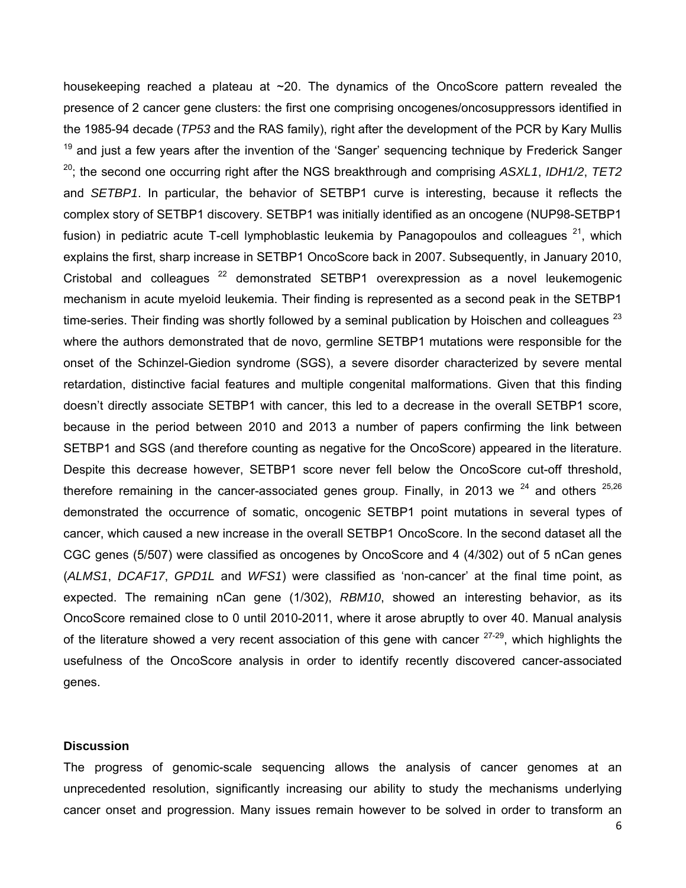housekeeping reached a plateau at ~20. The dynamics of the OncoScore pattern revealed the presence of 2 cancer gene clusters: the first one comprising oncogenes/oncosuppressors identified in the 1985-94 decade (*TP53* and the RAS family), right after the development of the PCR by Kary Mullis [19] and just a few years after the invention of the 'Sanger' sequencing technique by Frederick Sanger [20]; the second one occurring right after the NGS breakthrough and comprising *ASXL1*, *IDH1/2*, *TET2* and *SETBP1*. In particular, the behavior of SETBP1 curve is interesting, because it reflects the complex story of SETBP1 discovery. SETBP1 was initially identified as an oncogene (NUP98-SETBP1 fusion) in pediatric acute T-cell lymphoblastic leukemia by Panagopoulos and colleagues [21], which explains the first, sharp increase in SETBP1 OncoScore back in 2007. Subsequently, in January 2010, Cristobal and colleagues [22] demonstrated SETBP1 overexpression as a novel leukemogenic mechanism in acute myeloid leukemia. Their finding is represented as a second peak in the SETBP1 time-series. Their finding was shortly followed by a seminal publication by Hoischen and colleagues [23] where the authors demonstrated that de novo, germline SETBP1 mutations were responsible for the onset of the Schinzel-Giedion syndrome (SGS), a severe disorder characterized by severe mental retardation, distinctive facial features and multiple congenital malformations. Given that this finding doesn't directly associate SETBP1 with cancer, this led to a decrease in the overall SETBP1 score, because in the period between 2010 and 2013 a number of papers confirming the link between SETBP1 and SGS (and therefore counting as negative for the OncoScore) appeared in the literature. Despite this decrease however, SETBP1 score never fell below the OncoScore cut-off threshold, therefore remaining in the cancer-associated genes group. Finally, in 2013 we [24] and others [25,26] demonstrated the occurrence of somatic, oncogenic SETBP1 point mutations in several types of cancer, which caused a new increase in the overall SETBP1 OncoScore. In the second dataset all the CGC genes (5/507) were classified as oncogenes by OncoScore and 4 (4/302) out of 5 nCan genes (*ALMS1*, *DCAF17*, *GPD1L* and *WFS1*) were classified as 'non-cancer' at the final time point, as expected. The remaining nCan gene (1/302), *RBM10*, showed an interesting behavior, as its OncoScore remained close to 0 until 2010-2011, where it arose abruptly to over 40. Manual analysis of the literature showed a very recent association of this gene with cancer [27-29], which highlights the usefulness of the OncoScore analysis in order to identify recently discovered cancer-associated genes.

## Discussion

The progress of genomic-scale sequencing allows the analysis of cancer genomes at an unprecedented resolution, significantly increasing our ability to study the mechanisms underlying cancer onset and progression. Many issues remain however to be solved in order to transform an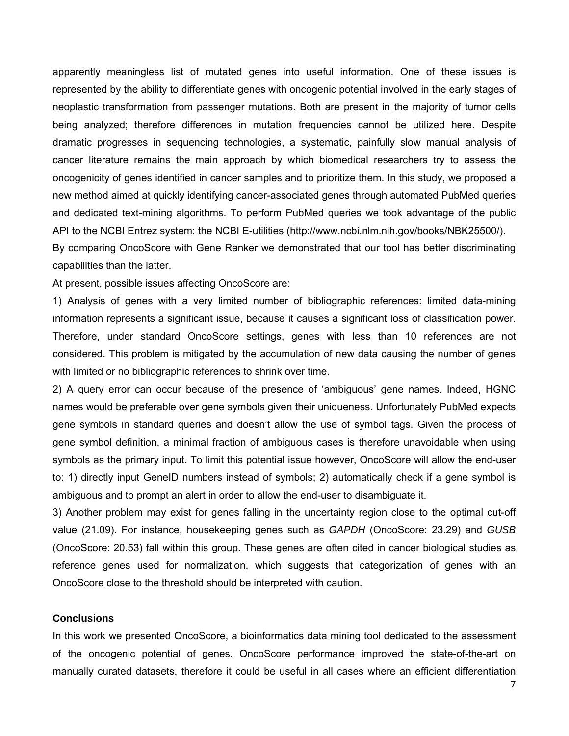apparently meaningless list of mutated genes into useful information. One of these issues is represented by the ability to differentiate genes with oncogenic potential involved in the early stages of neoplastic transformation from passenger mutations. Both are present in the majority of tumor cells being analyzed; therefore differences in mutation frequencies cannot be utilized here. Despite dramatic progresses in sequencing technologies, a systematic, painfully slow manual analysis of cancer literature remains the main approach by which biomedical researchers try to assess the oncogenicity of genes identified in cancer samples and to prioritize them. In this study, we proposed a new method aimed at quickly identifying cancer-associated genes through automated PubMed queries and dedicated text-mining algorithms. To perform PubMed queries we took advantage of the public API to the NCBI Entrez system: the NCBI E-utilities (http://www.ncbi.nlm.nih.gov/books/NBK25500/).

By comparing OncoScore with Gene Ranker we demonstrated that our tool has better discriminating capabilities than the latter.

At present, possible issues affecting OncoScore are:

1) Analysis of genes with a very limited number of bibliographic references: limited data-mining information represents a significant issue, because it causes a significant loss of classification power. Therefore, under standard OncoScore settings, genes with less than 10 references are not considered. This problem is mitigated by the accumulation of new data causing the number of genes with limited or no bibliographic references to shrink over time.

2) A query error can occur because of the presence of 'ambiguous' gene names. Indeed, HGNC names would be preferable over gene symbols given their uniqueness. Unfortunately PubMed expects gene symbols in standard queries and doesn't allow the use of symbol tags. Given the process of gene symbol definition, a minimal fraction of ambiguous cases is therefore unavoidable when using symbols as the primary input. To limit this potential issue however, OncoScore will allow the end-user to: 1) directly input GeneID numbers instead of symbols; 2) automatically check if a gene symbol is ambiguous and to prompt an alert in order to allow the end-user to disambiguate it.

3) Another problem may exist for genes falling in the uncertainty region close to the optimal cut-off value (21.09). For instance, housekeeping genes such as *GAPDH* (OncoScore: 23.29) and *GUSB* (OncoScore: 20.53) fall within this group. These genes are often cited in cancer biological studies as reference genes used for normalization, which suggests that categorization of genes with an OncoScore close to the threshold should be interpreted with caution.

## Conclusions

In this work we presented OncoScore, a bioinformatics data mining tool dedicated to the assessment of the oncogenic potential of genes. OncoScore performance improved the state-of-the-art on manually curated datasets, therefore it could be useful in all cases where an efficient differentiation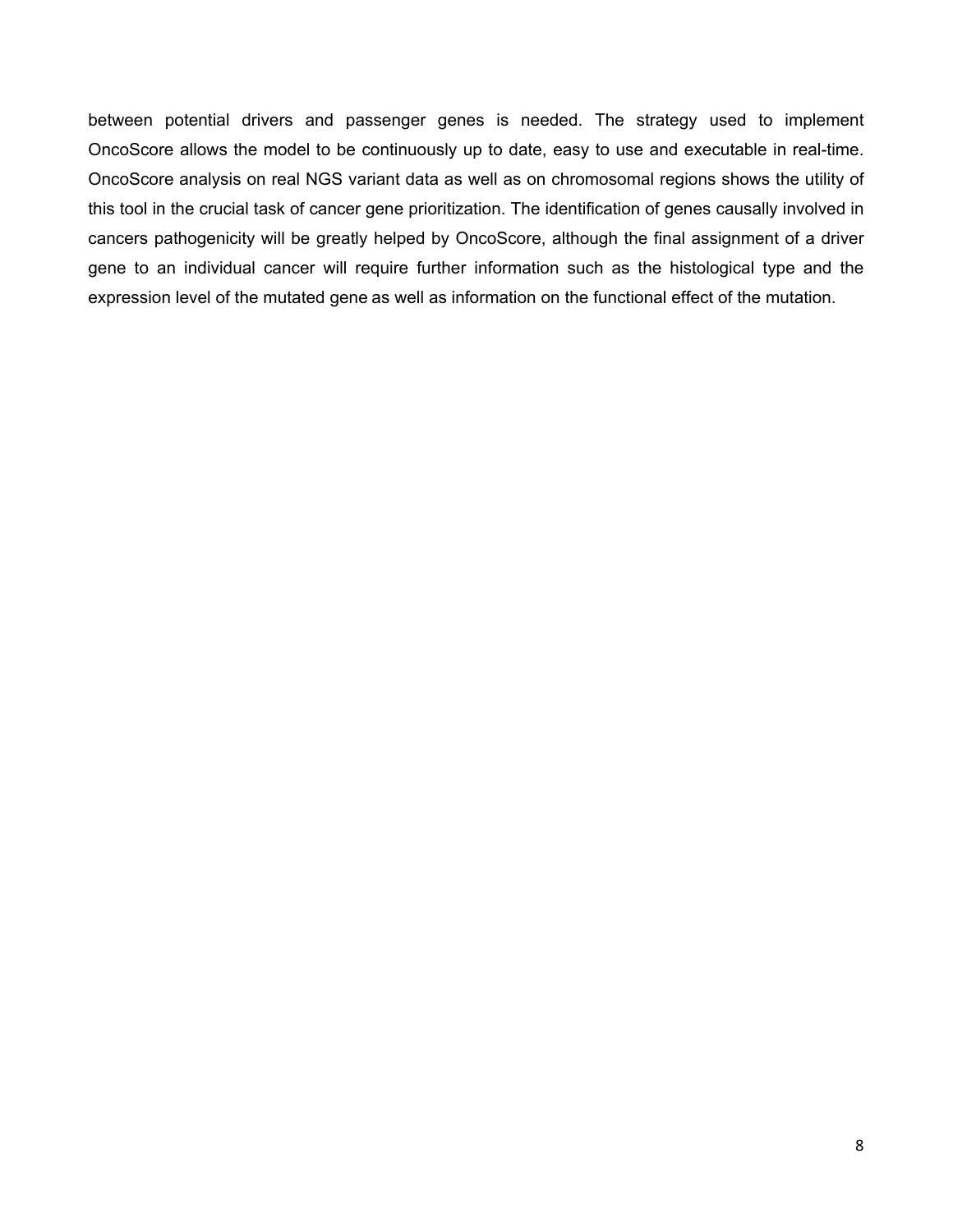between potential drivers and passenger genes is needed. The strategy used to implement OncoScore allows the model to be continuously up to date, easy to use and executable in real-time. OncoScore analysis on real NGS variant data as well as on chromosomal regions shows the utility of this tool in the crucial task of cancer gene prioritization. The identification of genes causally involved in cancers pathogenicity will be greatly helped by OncoScore, although the final assignment of a driver gene to an individual cancer will require further information such as the histological type and the expression level of the mutated gene as well as information on the functional effect of the mutation.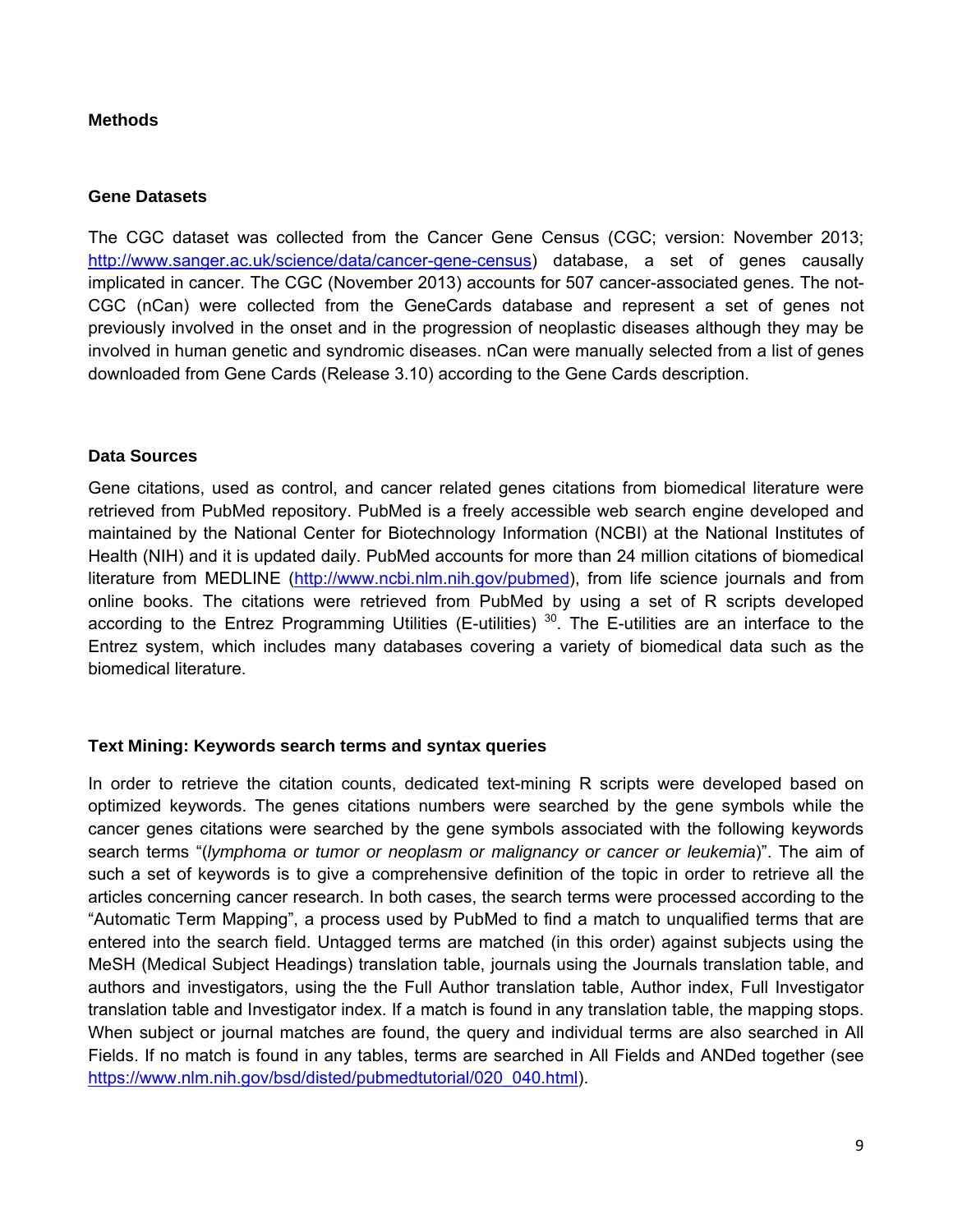## Methods

### Gene Datasets

The CGC dataset was collected from the Cancer Gene Census (CGC; version: November 2013; http://www.sanger.ac.uk/science/data/cancer-gene-census) database, a set of genes causally implicated in cancer. The CGC (November 2013) accounts for 507 cancer-associated genes. The not-CGC (nCan) were collected from the GeneCards database and represent a set of genes not previously involved in the onset and in the progression of neoplastic diseases although they may be involved in human genetic and syndromic diseases. nCan were manually selected from a list of genes downloaded from Gene Cards (Release 3.10) according to the Gene Cards description.

### Data Sources

Gene citations, used as control, and cancer related genes citations from biomedical literature were retrieved from PubMed repository. PubMed is a freely accessible web search engine developed and maintained by the National Center for Biotechnology Information (NCBI) at the National Institutes of Health (NIH) and it is updated daily. PubMed accounts for more than 24 million citations of biomedical literature from MEDLINE (http://www.ncbi.nlm.nih.gov/pubmed), from life science journals and from online books. The citations were retrieved from PubMed by using a set of R scripts developed according to the Entrez Programming Utilities (E-utilities) [30]. The E-utilities are an interface to the Entrez system, which includes many databases covering a variety of biomedical data such as the biomedical literature.

### Text Mining: Keywords search terms and syntax queries

In order to retrieve the citation counts, dedicated text-mining R scripts were developed based on optimized keywords. The genes citations numbers were searched by the gene symbols while the cancer genes citations were searched by the gene symbols associated with the following keywords search terms "(*lymphoma or tumor or neoplasm or malignancy or cancer or leukemia*)". The aim of such a set of keywords is to give a comprehensive definition of the topic in order to retrieve all the articles concerning cancer research. In both cases, the search terms were processed according to the "Automatic Term Mapping", a process used by PubMed to find a match to unqualified terms that are entered into the search field. Untagged terms are matched (in this order) against subjects using the MeSH (Medical Subject Headings) translation table, journals using the Journals translation table, and authors and investigators, using the the Full Author translation table, Author index, Full Investigator translation table and Investigator index. If a match is found in any translation table, the mapping stops. When subject or journal matches are found, the query and individual terms are also searched in All Fields. If no match is found in any tables, terms are searched in All Fields and ANDed together (see https://www.nlm.nih.gov/bsd/disted/pubmedtutorial/020_040.html).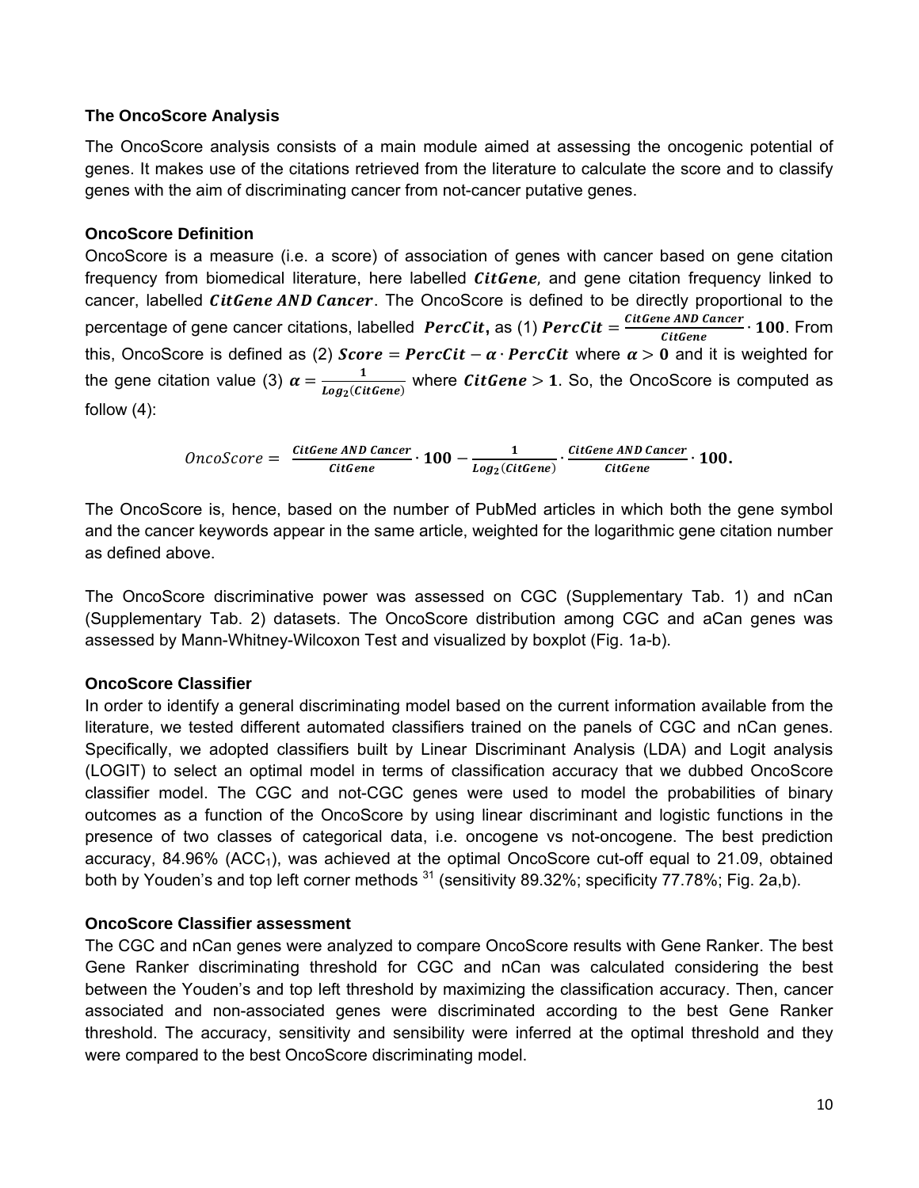### The OncoScore Analysis

The OncoScore analysis consists of a main module aimed at assessing the oncogenic potential of genes. It makes use of the citations retrieved from the literature to calculate the score and to classify genes with the aim of discriminating cancer from not-cancer putative genes.

#### OncoScore Definition

OncoScore is a measure (i.e. a score) of association of genes with cancer based on gene citation frequency from biomedical literature, here labelled $\boldsymbol{CitGene}$, and gene citation frequency linked to cancer, labelled $\boldsymbol{CitGene\ AND\ Cancer}$. The OncoScore is defined to be directly proportional to the percentage of gene cancer citations, labelled $\boldsymbol{PercCit}$, as (1) $\boldsymbol{PercCit} = \frac{CitGene\ AND\ Cancer}{CitGene} \cdot \mathbf{100}$. From this, OncoScore is defined as (2) $\boldsymbol{Score} = \boldsymbol{PercCit} - \boldsymbol{\alpha} \cdot \boldsymbol{PercCit}$ where $\boldsymbol{\alpha} > \mathbf{0}$ and it is weighted for the gene citation value (3) $\boldsymbol{\alpha} = \frac{1}{Log_2(CitGene)}$ where $\boldsymbol{CitGene} > \mathbf{1}$. So, the OncoScore is computed as follow (4):

$$OncoScore = \frac{CitGene\ AND\ Cancer}{CitGene} \cdot \mathbf{100} - \frac{1}{Log_2(CitGene)} \cdot \frac{CitGene\ AND\ Cancer}{CitGene} \cdot \mathbf{100}.$$

The OncoScore is, hence, based on the number of PubMed articles in which both the gene symbol and the cancer keywords appear in the same article, weighted for the logarithmic gene citation number as defined above.

The OncoScore discriminative power was assessed on CGC (Supplementary Tab. 1) and nCan (Supplementary Tab. 2) datasets. The OncoScore distribution among CGC and aCan genes was assessed by Mann-Whitney-Wilcoxon Test and visualized by boxplot (Fig. 1a-b).

#### OncoScore Classifier

In order to identify a general discriminating model based on the current information available from the literature, we tested different automated classifiers trained on the panels of CGC and nCan genes. Specifically, we adopted classifiers built by Linear Discriminant Analysis (LDA) and Logit analysis (LOGIT) to select an optimal model in terms of classification accuracy that we dubbed OncoScore classifier model. The CGC and not-CGC genes were used to model the probabilities of binary outcomes as a function of the OncoScore by using linear discriminant and logistic functions in the presence of two classes of categorical data, i.e. oncogene vs not-oncogene. The best prediction accuracy, 84.96% ($ACC_1$), was achieved at the optimal OncoScore cut-off equal to 21.09, obtained both by Youden's and top left corner methods [31] (sensitivity 89.32%; specificity 77.78%; Fig. 2a,b).

#### OncoScore Classifier assessment

The CGC and nCan genes were analyzed to compare OncoScore results with Gene Ranker. The best Gene Ranker discriminating threshold for CGC and nCan was calculated considering the best between the Youden's and top left threshold by maximizing the classification accuracy. Then, cancer associated and non-associated genes were discriminated according to the best Gene Ranker threshold. The accuracy, sensitivity and sensibility were inferred at the optimal threshold and they were compared to the best OncoScore discriminating model.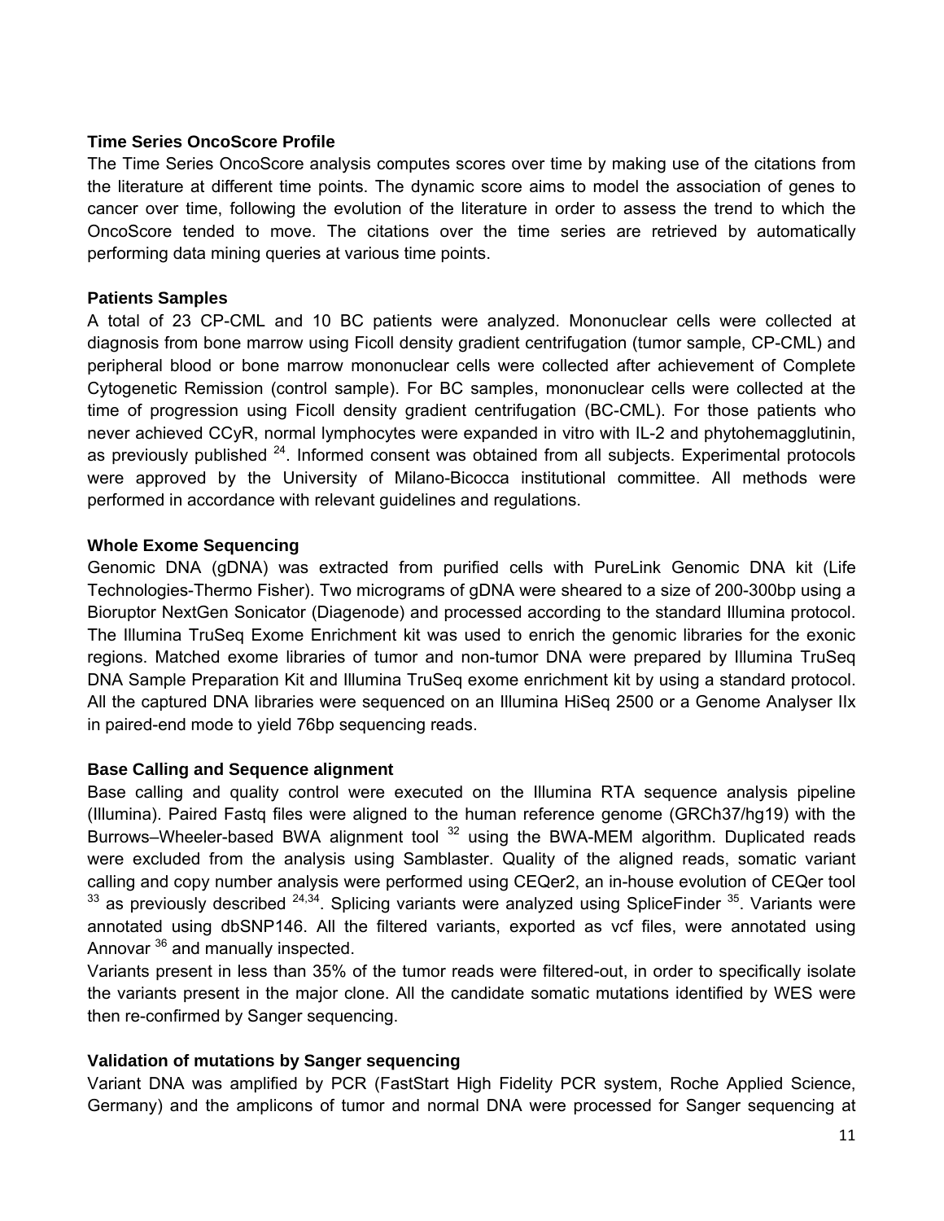### Time Series OncoScore Profile

The Time Series OncoScore analysis computes scores over time by making use of the citations from the literature at different time points. The dynamic score aims to model the association of genes to cancer over time, following the evolution of the literature in order to assess the trend to which the OncoScore tended to move. The citations over the time series are retrieved by automatically performing data mining queries at various time points.

### Patients Samples

A total of 23 CP-CML and 10 BC patients were analyzed. Mononuclear cells were collected at diagnosis from bone marrow using Ficoll density gradient centrifugation (tumor sample, CP-CML) and peripheral blood or bone marrow mononuclear cells were collected after achievement of Complete Cytogenetic Remission (control sample). For BC samples, mononuclear cells were collected at the time of progression using Ficoll density gradient centrifugation (BC-CML). For those patients who never achieved CCyR, normal lymphocytes were expanded in vitro with IL-2 and phytohemagglutinin, as previously published [24]. Informed consent was obtained from all subjects. Experimental protocols were approved by the University of Milano-Bicocca institutional committee. All methods were performed in accordance with relevant guidelines and regulations.

### Whole Exome Sequencing

Genomic DNA (gDNA) was extracted from purified cells with PureLink Genomic DNA kit (Life Technologies-Thermo Fisher). Two micrograms of gDNA were sheared to a size of 200-300bp using a Bioruptor NextGen Sonicator (Diagenode) and processed according to the standard Illumina protocol. The Illumina TruSeq Exome Enrichment kit was used to enrich the genomic libraries for the exonic regions. Matched exome libraries of tumor and non-tumor DNA were prepared by Illumina TruSeq DNA Sample Preparation Kit and Illumina TruSeq exome enrichment kit by using a standard protocol. All the captured DNA libraries were sequenced on an Illumina HiSeq 2500 or a Genome Analyser IIx in paired-end mode to yield 76bp sequencing reads.

### Base Calling and Sequence alignment

Base calling and quality control were executed on the Illumina RTA sequence analysis pipeline (Illumina). Paired Fastq files were aligned to the human reference genome (GRCh37/hg19) with the Burrows–Wheeler-based BWA alignment tool [32] using the BWA-MEM algorithm. Duplicated reads were excluded from the analysis using Samblaster. Quality of the aligned reads, somatic variant calling and copy number analysis were performed using CEQer2, an in-house evolution of CEQer tool [33] as previously described [24,34]. Splicing variants were analyzed using SpliceFinder [35]. Variants were annotated using dbSNP146. All the filtered variants, exported as vcf files, were annotated using Annovar [36] and manually inspected.

Variants present in less than 35% of the tumor reads were filtered-out, in order to specifically isolate the variants present in the major clone. All the candidate somatic mutations identified by WES were then re-confirmed by Sanger sequencing.

### Validation of mutations by Sanger sequencing

Variant DNA was amplified by PCR (FastStart High Fidelity PCR system, Roche Applied Science, Germany) and the amplicons of tumor and normal DNA were processed for Sanger sequencing at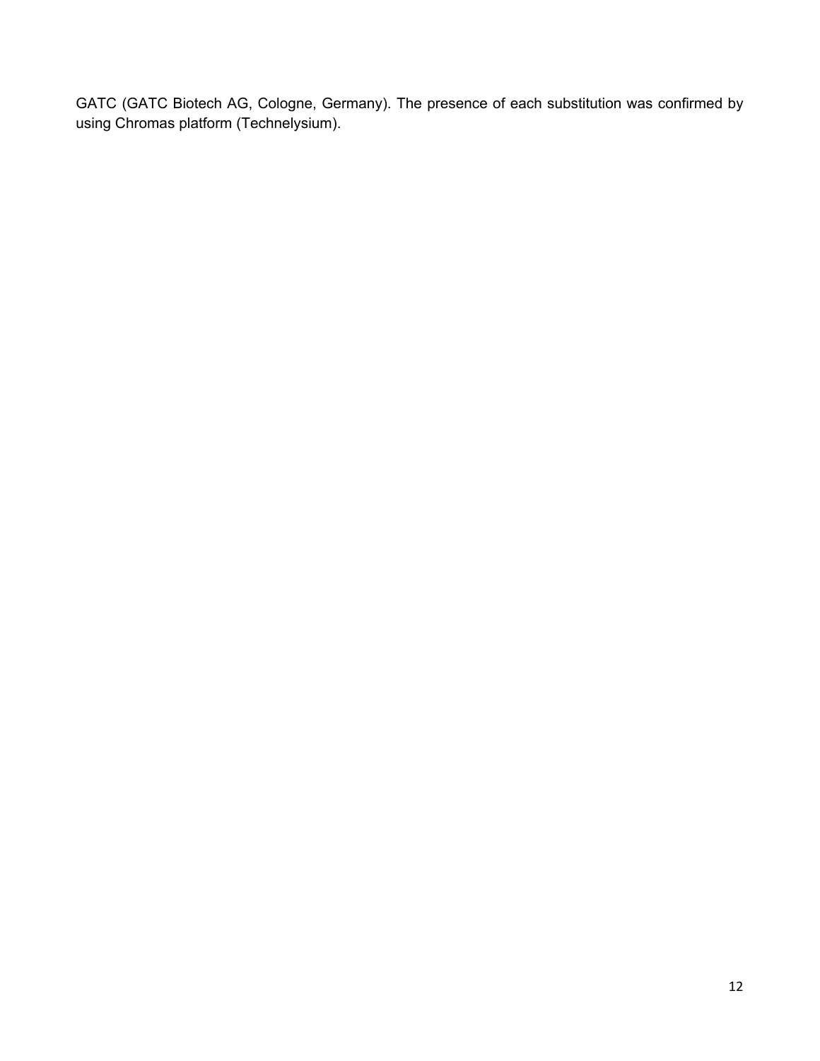GATC (GATC Biotech AG, Cologne, Germany). The presence of each substitution was confirmed by using Chromas platform (Technelysium).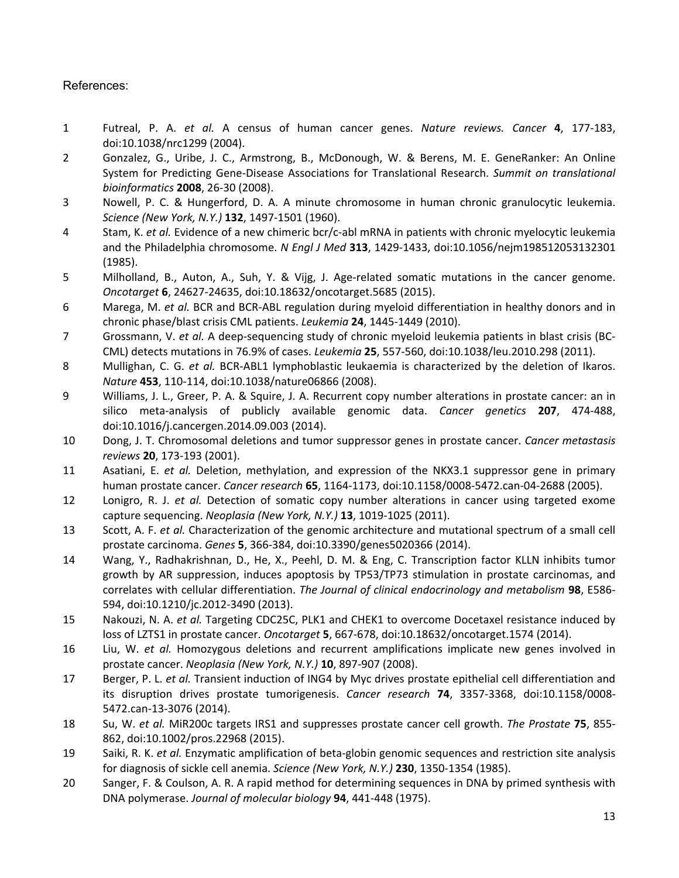References:

1. Futreal, P. A. *et al.* A census of human cancer genes. *Nature reviews. Cancer* **4**, 177-183, doi:10.1038/nrc1299 (2004).
2. Gonzalez, G., Uribe, J. C., Armstrong, B., McDonough, W. & Berens, M. E. GeneRanker: An Online System for Predicting Gene-Disease Associations for Translational Research. *Summit on translational bioinformatics* **2008**, 26-30 (2008).
3. Nowell, P. C. & Hungerford, D. A. A minute chromosome in human chronic granulocytic leukemia. *Science (New York, N.Y.)* **132**, 1497-1501 (1960).
4. Stam, K. *et al.* Evidence of a new chimeric bcr/c-abl mRNA in patients with chronic myelocytic leukemia and the Philadelphia chromosome. *N Engl J Med* **313**, 1429-1433, doi:10.1056/nejm198512053132301 (1985).
5. Milholland, B., Auton, A., Suh, Y. & Vijg, J. Age-related somatic mutations in the cancer genome. *Oncotarget* **6**, 24627-24635, doi:10.18632/oncotarget.5685 (2015).
6. Marega, M. *et al.* BCR and BCR-ABL regulation during myeloid differentiation in healthy donors and in chronic phase/blast crisis CML patients. *Leukemia* **24**, 1445-1449 (2010).
7. Grossmann, V. *et al.* A deep-sequencing study of chronic myeloid leukemia patients in blast crisis (BC-CML) detects mutations in 76.9% of cases. *Leukemia* **25**, 557-560, doi:10.1038/leu.2010.298 (2011).
8. Mullighan, C. G. *et al.* BCR-ABL1 lymphoblastic leukaemia is characterized by the deletion of Ikaros. *Nature* **453**, 110-114, doi:10.1038/nature06866 (2008).
9. Williams, J. L., Greer, P. A. & Squire, J. A. Recurrent copy number alterations in prostate cancer: an in silico meta-analysis of publicly available genomic data. *Cancer genetics* **207**, 474-488, doi:10.1016/j.cancergen.2014.09.003 (2014).
10. Dong, J. T. Chromosomal deletions and tumor suppressor genes in prostate cancer. *Cancer metastasis reviews* **20**, 173-193 (2001).
11. Asatiani, E. *et al.* Deletion, methylation, and expression of the NKX3.1 suppressor gene in primary human prostate cancer. *Cancer research* **65**, 1164-1173, doi:10.1158/0008-5472.can-04-2688 (2005).
12. Lonigro, R. J. *et al.* Detection of somatic copy number alterations in cancer using targeted exome capture sequencing. *Neoplasia (New York, N.Y.)* **13**, 1019-1025 (2011).
13. Scott, A. F. *et al.* Characterization of the genomic architecture and mutational spectrum of a small cell prostate carcinoma. *Genes* **5**, 366-384, doi:10.3390/genes5020366 (2014).
14. Wang, Y., Radhakrishnan, D., He, X., Peehl, D. M. & Eng, C. Transcription factor KLLN inhibits tumor growth by AR suppression, induces apoptosis by TP53/TP73 stimulation in prostate carcinomas, and correlates with cellular differentiation. *The Journal of clinical endocrinology and metabolism* **98**, E586-594, doi:10.1210/jc.2012-3490 (2013).
15. Nakouzi, N. A. *et al.* Targeting CDC25C, PLK1 and CHEK1 to overcome Docetaxel resistance induced by loss of LZTS1 in prostate cancer. *Oncotarget* **5**, 667-678, doi:10.18632/oncotarget.1574 (2014).
16. Liu, W. *et al.* Homozygous deletions and recurrent amplifications implicate new genes involved in prostate cancer. *Neoplasia (New York, N.Y.)* **10**, 897-907 (2008).
17. Berger, P. L. *et al.* Transient induction of ING4 by Myc drives prostate epithelial cell differentiation and its disruption drives prostate tumorigenesis. *Cancer research* **74**, 3357-3368, doi:10.1158/0008-5472.can-13-3076 (2014).
18. Su, W. *et al.* MiR200c targets IRS1 and suppresses prostate cancer cell growth. *The Prostate* **75**, 855-862, doi:10.1002/pros.22968 (2015).
19. Saiki, R. K. *et al.* Enzymatic amplification of beta-globin genomic sequences and restriction site analysis for diagnosis of sickle cell anemia. *Science (New York, N.Y.)* **230**, 1350-1354 (1985).
20. Sanger, F. & Coulson, A. R. A rapid method for determining sequences in DNA by primed synthesis with DNA polymerase. *Journal of molecular biology* **94**, 441-448 (1975).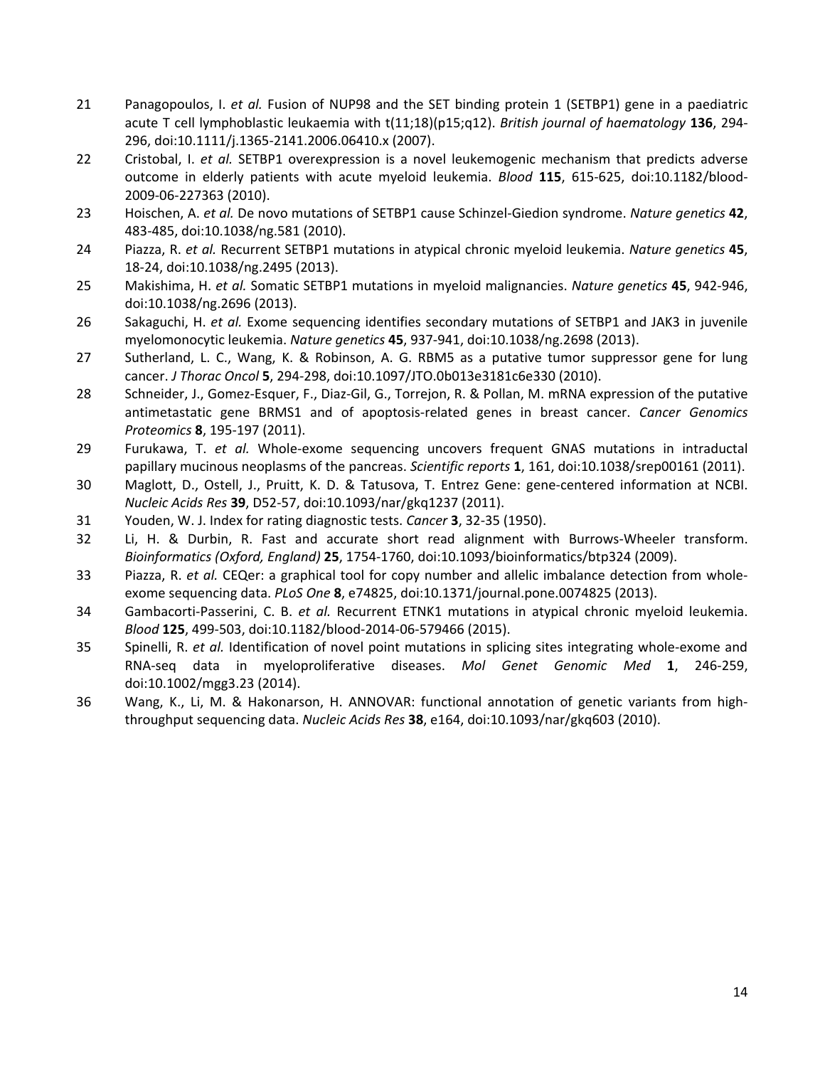21 Panagopoulos, I. *et al.* Fusion of NUP98 and the SET binding protein 1 (SETBP1) gene in a paediatric acute T cell lymphoblastic leukaemia with t(11;18)(p15;q12). *British journal of haematology* **136**, 294-296, doi:10.1111/j.1365-2141.2006.06410.x (2007).

22 Cristobal, I. *et al.* SETBP1 overexpression is a novel leukemogenic mechanism that predicts adverse outcome in elderly patients with acute myeloid leukemia. *Blood* **115**, 615-625, doi:10.1182/blood-2009-06-227363 (2010).

23 Hoischen, A. *et al.* De novo mutations of SETBP1 cause Schinzel-Giedion syndrome. *Nature genetics* **42**, 483-485, doi:10.1038/ng.581 (2010).

24 Piazza, R. *et al.* Recurrent SETBP1 mutations in atypical chronic myeloid leukemia. *Nature genetics* **45**, 18-24, doi:10.1038/ng.2495 (2013).

25 Makishima, H. *et al.* Somatic SETBP1 mutations in myeloid malignancies. *Nature genetics* **45**, 942-946, doi:10.1038/ng.2696 (2013).

26 Sakaguchi, H. *et al.* Exome sequencing identifies secondary mutations of SETBP1 and JAK3 in juvenile myelomonocytic leukemia. *Nature genetics* **45**, 937-941, doi:10.1038/ng.2698 (2013).

27 Sutherland, L. C., Wang, K. & Robinson, A. G. RBM5 as a putative tumor suppressor gene for lung cancer. *J Thorac Oncol* **5**, 294-298, doi:10.1097/JTO.0b013e3181c6e330 (2010).

28 Schneider, J., Gomez-Esquer, F., Diaz-Gil, G., Torrejon, R. & Pollan, M. mRNA expression of the putative antimetastatic gene BRMS1 and of apoptosis-related genes in breast cancer. *Cancer Genomics Proteomics* **8**, 195-197 (2011).

29 Furukawa, T. *et al.* Whole-exome sequencing uncovers frequent GNAS mutations in intraductal papillary mucinous neoplasms of the pancreas. *Scientific reports* **1**, 161, doi:10.1038/srep00161 (2011).

30 Maglott, D., Ostell, J., Pruitt, K. D. & Tatusova, T. Entrez Gene: gene-centered information at NCBI. *Nucleic Acids Res* **39**, D52-57, doi:10.1093/nar/gkq1237 (2011).

31 Youden, W. J. Index for rating diagnostic tests. *Cancer* **3**, 32-35 (1950).

32 Li, H. & Durbin, R. Fast and accurate short read alignment with Burrows-Wheeler transform. *Bioinformatics (Oxford, England)* **25**, 1754-1760, doi:10.1093/bioinformatics/btp324 (2009).

33 Piazza, R. *et al.* CEQer: a graphical tool for copy number and allelic imbalance detection from whole-exome sequencing data. *PLoS One* **8**, e74825, doi:10.1371/journal.pone.0074825 (2013).

34 Gambacorti-Passerini, C. B. *et al.* Recurrent ETNK1 mutations in atypical chronic myeloid leukemia. *Blood* **125**, 499-503, doi:10.1182/blood-2014-06-579466 (2015).

35 Spinelli, R. *et al.* Identification of novel point mutations in splicing sites integrating whole-exome and RNA-seq data in myeloproliferative diseases. *Mol Genet Genomic Med* **1**, 246-259, doi:10.1002/mgg3.23 (2014).

36 Wang, K., Li, M. & Hakonarson, H. ANNOVAR: functional annotation of genetic variants from high-throughput sequencing data. *Nucleic Acids Res* **38**, e164, doi:10.1093/nar/gkq603 (2010).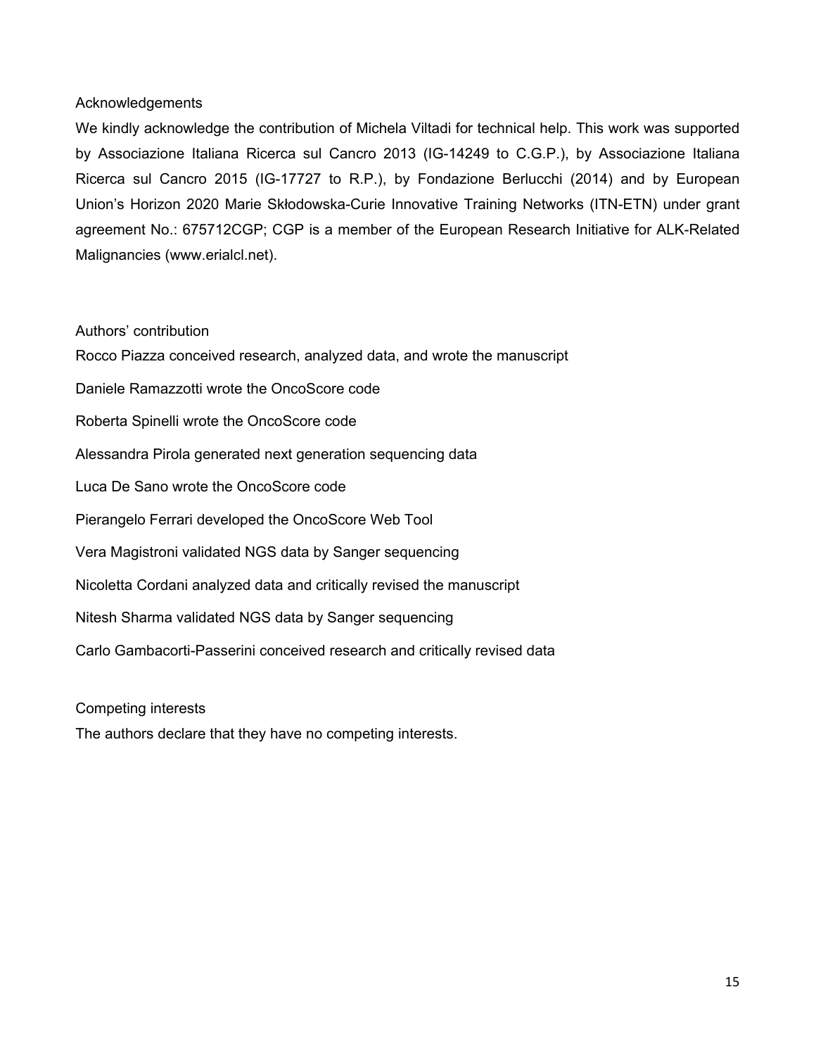## Acknowledgements

We kindly acknowledge the contribution of Michela Viltadi for technical help. This work was supported by Associazione Italiana Ricerca sul Cancro 2013 (IG-14249 to C.G.P.), by Associazione Italiana Ricerca sul Cancro 2015 (IG-17727 to R.P.), by Fondazione Berlucchi (2014) and by European Union's Horizon 2020 Marie Skłodowska-Curie Innovative Training Networks (ITN-ETN) under grant agreement No.: 675712CGP; CGP is a member of the European Research Initiative for ALK-Related Malignancies (www.erialcl.net).

## Authors' contribution

Rocco Piazza conceived research, analyzed data, and wrote the manuscript

Daniele Ramazzotti wrote the OncoScore code

Roberta Spinelli wrote the OncoScore code

Alessandra Pirola generated next generation sequencing data

Luca De Sano wrote the OncoScore code

Pierangelo Ferrari developed the OncoScore Web Tool

Vera Magistroni validated NGS data by Sanger sequencing

Nicoletta Cordani analyzed data and critically revised the manuscript

Nitesh Sharma validated NGS data by Sanger sequencing

Carlo Gambacorti-Passerini conceived research and critically revised data

## Competing interests

The authors declare that they have no competing interests.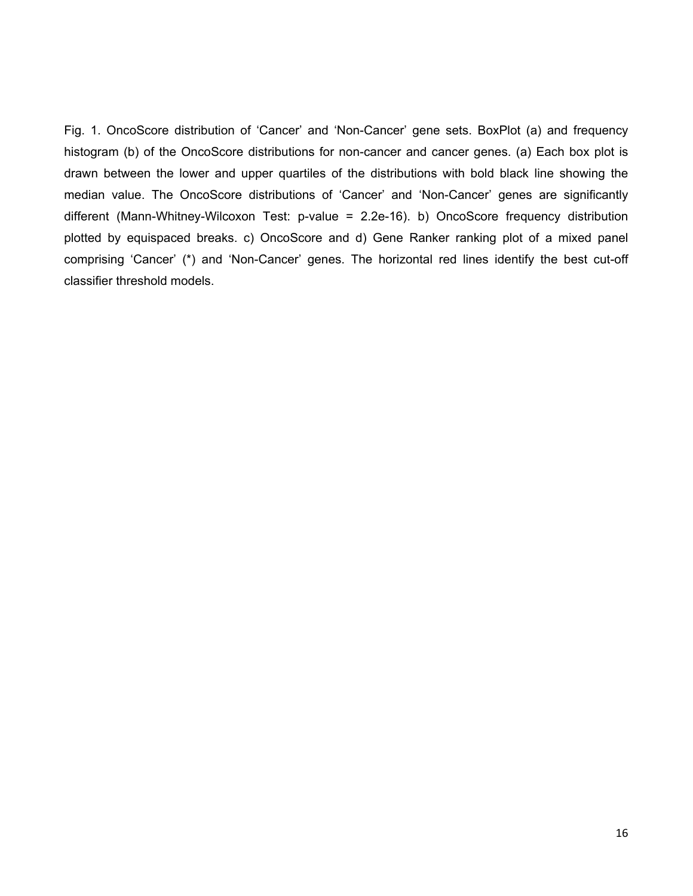Fig. 1. OncoScore distribution of ‘Cancer’ and ‘Non-Cancer’ gene sets. BoxPlot (a) and frequency histogram (b) of the OncoScore distributions for non-cancer and cancer genes. (a) Each box plot is drawn between the lower and upper quartiles of the distributions with bold black line showing the median value. The OncoScore distributions of ‘Cancer’ and ‘Non-Cancer’ genes are significantly different (Mann-Whitney-Wilcoxon Test: p-value = 2.2e-16). b) OncoScore frequency distribution plotted by equispaced breaks. c) OncoScore and d) Gene Ranker ranking plot of a mixed panel comprising ‘Cancer’ (*) and ‘Non-Cancer’ genes. The horizontal red lines identify the best cut-off classifier threshold models.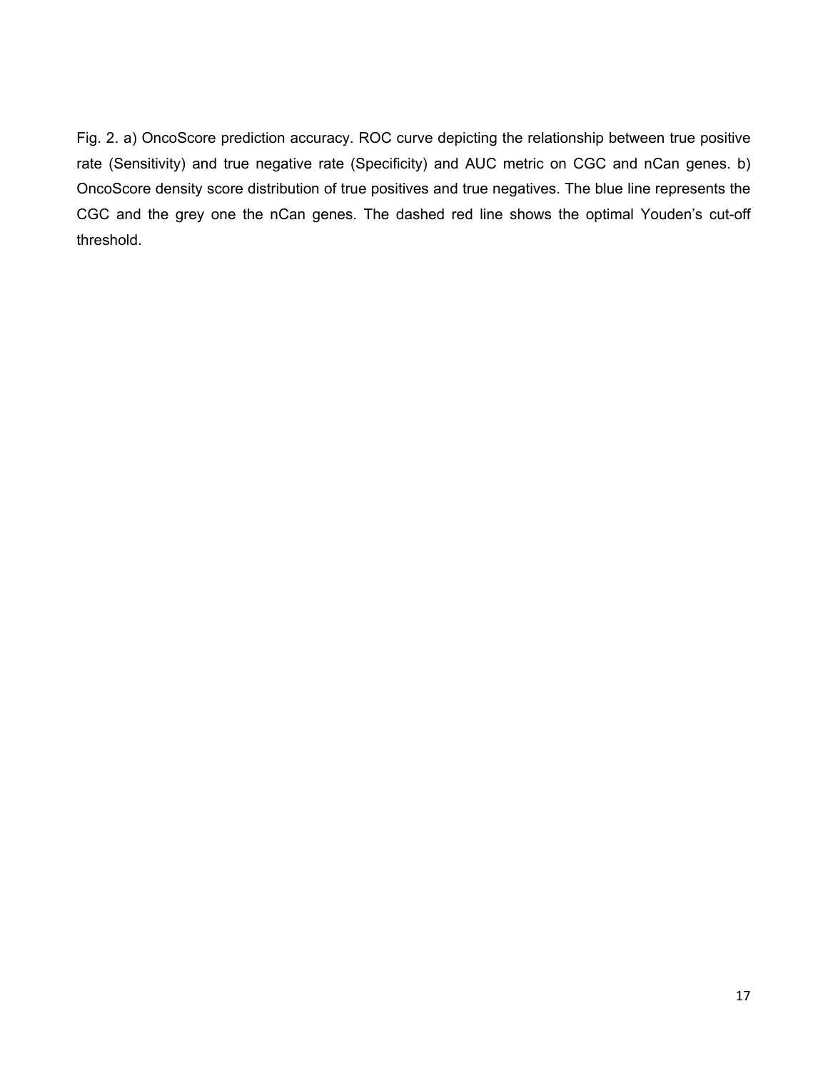Fig. 2. a) OncoScore prediction accuracy. ROC curve depicting the relationship between true positive rate (Sensitivity) and true negative rate (Specificity) and AUC metric on CGC and nCan genes. b) OncoScore density score distribution of true positives and true negatives. The blue line represents the CGC and the grey one the nCan genes. The dashed red line shows the optimal Youden's cut-off threshold.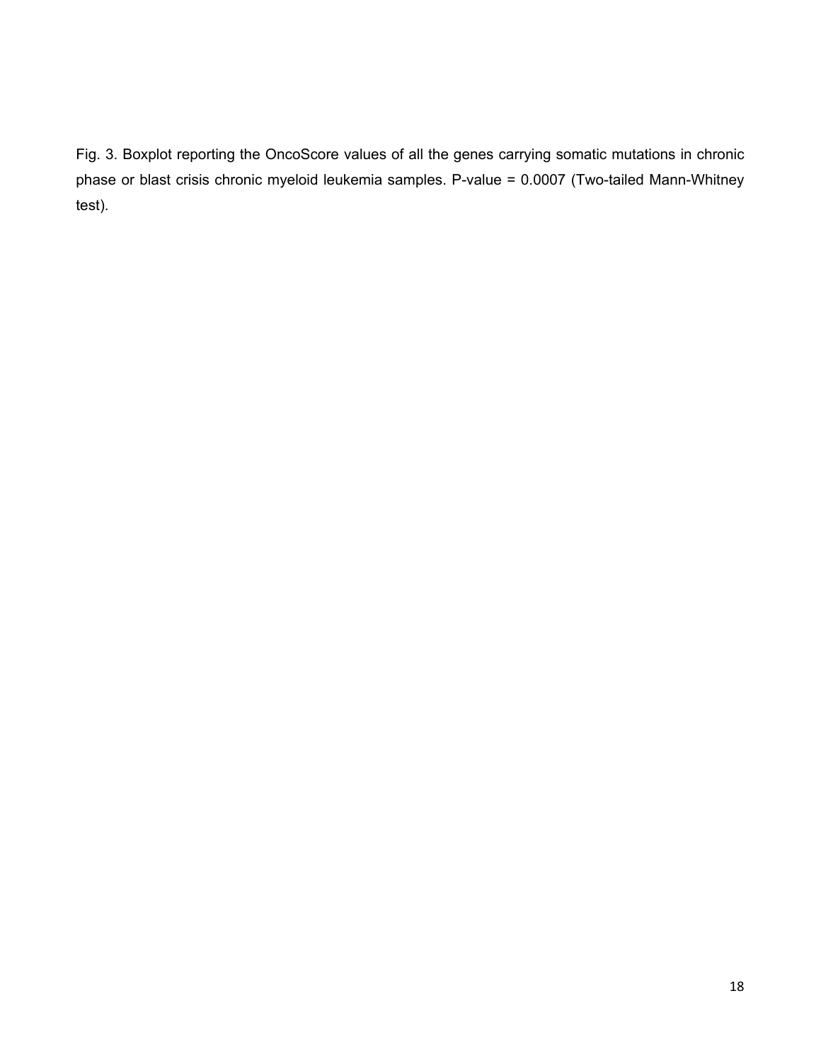Fig. 3. Boxplot reporting the OncoScore values of all the genes carrying somatic mutations in chronic phase or blast crisis chronic myeloid leukemia samples. P-value = 0.0007 (Two-tailed Mann-Whitney test).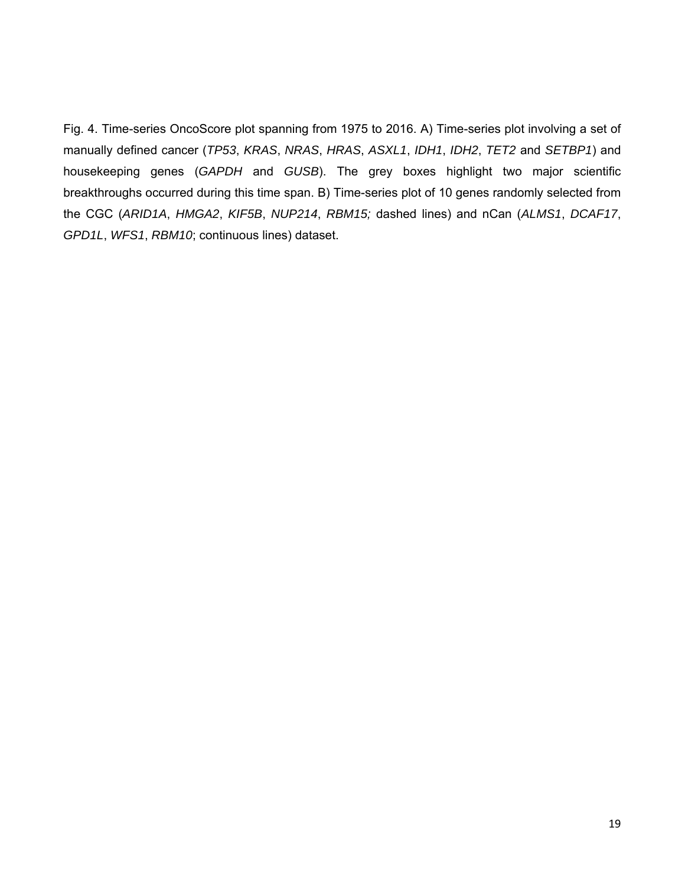Fig. 4. Time-series OncoScore plot spanning from 1975 to 2016. A) Time-series plot involving a set of manually defined cancer (*TP53*, *KRAS*, *NRAS*, *HRAS*, *ASXL1*, *IDH1*, *IDH2*, *TET2* and *SETBP1*) and housekeeping genes (*GAPDH* and *GUSB*). The grey boxes highlight two major scientific breakthroughs occurred during this time span. B) Time-series plot of 10 genes randomly selected from the CGC (*ARID1A*, *HMGA2*, *KIF5B*, *NUP214*, *RBM15;* dashed lines) and nCan (*ALMS1*, *DCAF17*, *GPD1L*, *WFS1*, *RBM10*; continuous lines) dataset.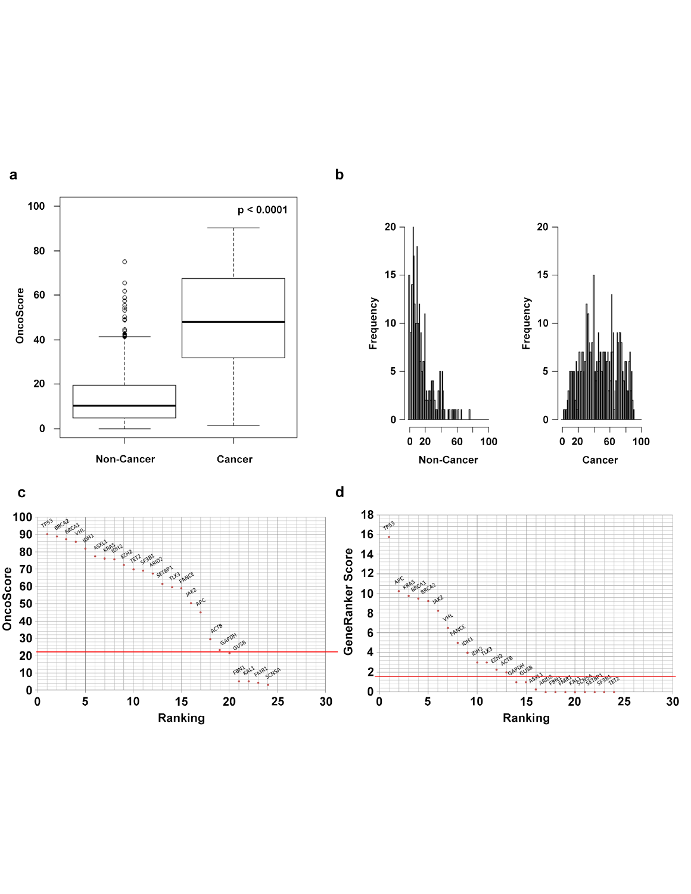**a**

p < 0.0001

OncoScore

100, 80, 60, 40, 20, 0

Non-Cancer | Cancer

**b**

Frequency

20, 15, 10, 5, 0

0 20 60 100

Non-Cancer

Frequency

20, 15, 10, 5, 0

0 20 60 100

Cancer

**c**

OncoScore

100, 90, 80, 70, 60, 50, 40, 30, 20, 10, 0

TP53, BRCA2, BRCA1, VHL, IDH1, ASXL1, KRAS, IDH2, EZH2, TET2, SF3B1, ARID2, SETBP1, TLX3, FANCE, JAK2, APC, ACTB, GAPDH, GUSB, FBN1, KAL1, FMR1, SCN5A

0 5 10 15 20 25 30

Ranking

**d**

GeneRanker Score

18, 16, 14, 12, 10, 8, 6, 4, 2, 0

TP53, APC, KRAS, BRCA1, BRCA2, JAK2, VHL, FANCE, IDH1, IDH2, TLX3, EZH2, ACTB, GAPDH, GUSB, ASXL1, ARID2, FBN1, FMR1, KAL1, SCN5A, SETBP1, SF3B1, TET2

0 5 10 15 20 25 30

Ranking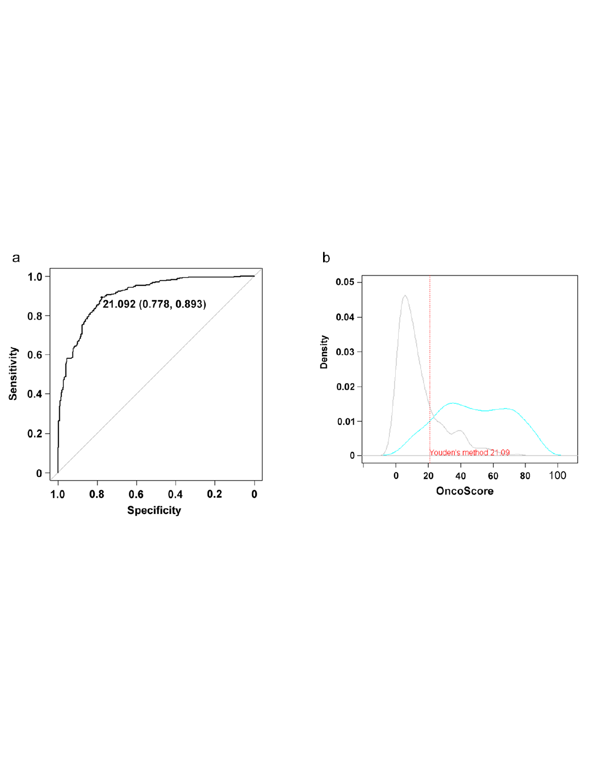a

21.092 (0.778, 0.893)

Sensitivity: 0, 0.2, 0.4, 0.6, 0.8, 1.0

Specificity: 1.0, 0.8, 0.6, 0.4, 0.2, 0

b

Youden's method 21.09

Density: 0, 0.01, 0.02, 0.03, 0.04, 0.05

OncoScore: 0, 20, 40, 60, 80, 100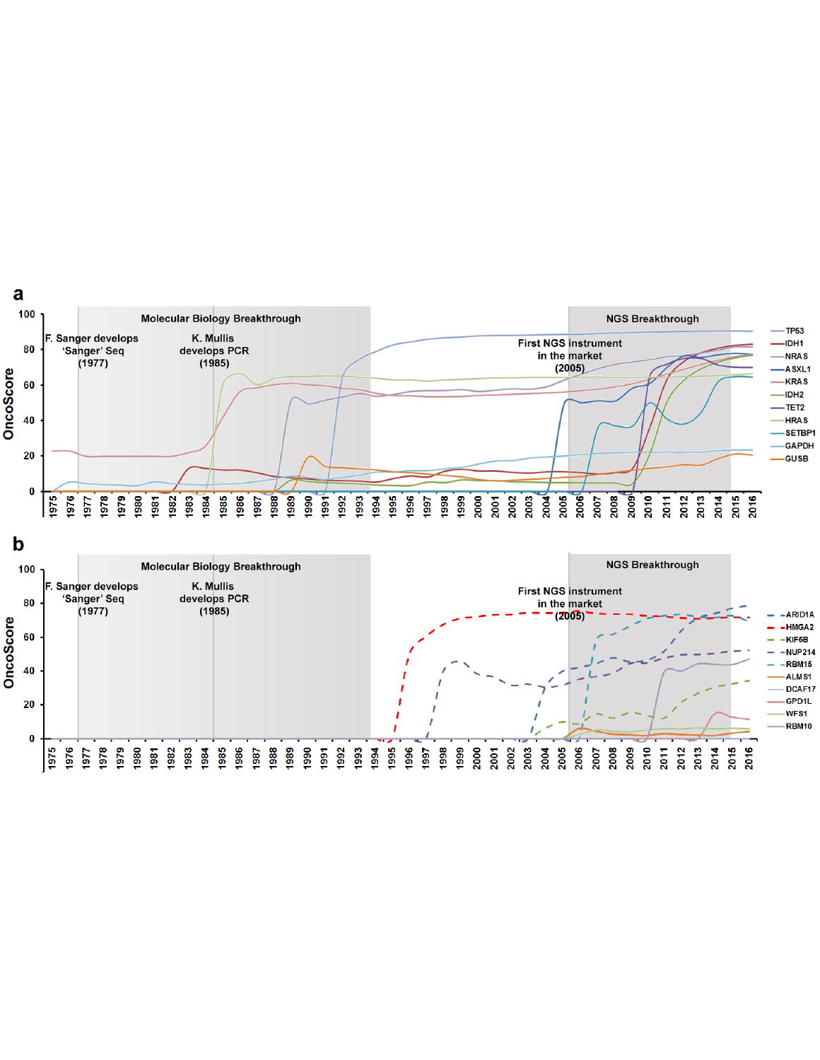a

100
80
60
40
20
0

OncoScore

Molecular Biology Breakthrough

F. Sanger develops 'Sanger' Seq (1977)

K. Mullis develops PCR (1985)

NGS Breakthrough

First NGS instrument in the market (2005)

1975 1976 1977 1978 1979 1980 1981 1982 1983 1984 1985 1986 1987 1988 1989 1990 1991 1992 1993 1994 1995 1996 1997 1998 1999 2000 2001 2002 2003 2004 2005 2006 2007 2008 2009 2010 2011 2012 2013 2014 2015 2016

TP53
IDH1
NRAS
ASXL1
KRAS
IDH2
TET2
HRAS
SETBP1
GAPDH
GUSB

b

100
80
60
40
20
0

OncoScore

Molecular Biology Breakthrough

F. Sanger develops 'Sanger' Seq (1977)

K. Mullis develops PCR (1985)

NGS Breakthrough

First NGS instrument in the market (2005)

1975 1976 1977 1978 1979 1980 1981 1982 1983 1984 1985 1986 1987 1988 1989 1990 1991 1992 1993 1994 1995 1996 1997 1998 1999 2000 2001 2002 2003 2004 2005 2006 2007 2008 2009 2010 2011 2012 2013 2014 2015 2016

ARID1A
HMGA2
KIF6B
NUP214
RBM15
ALMS1
DCAF17
GPD1L
WFS1
RBM10